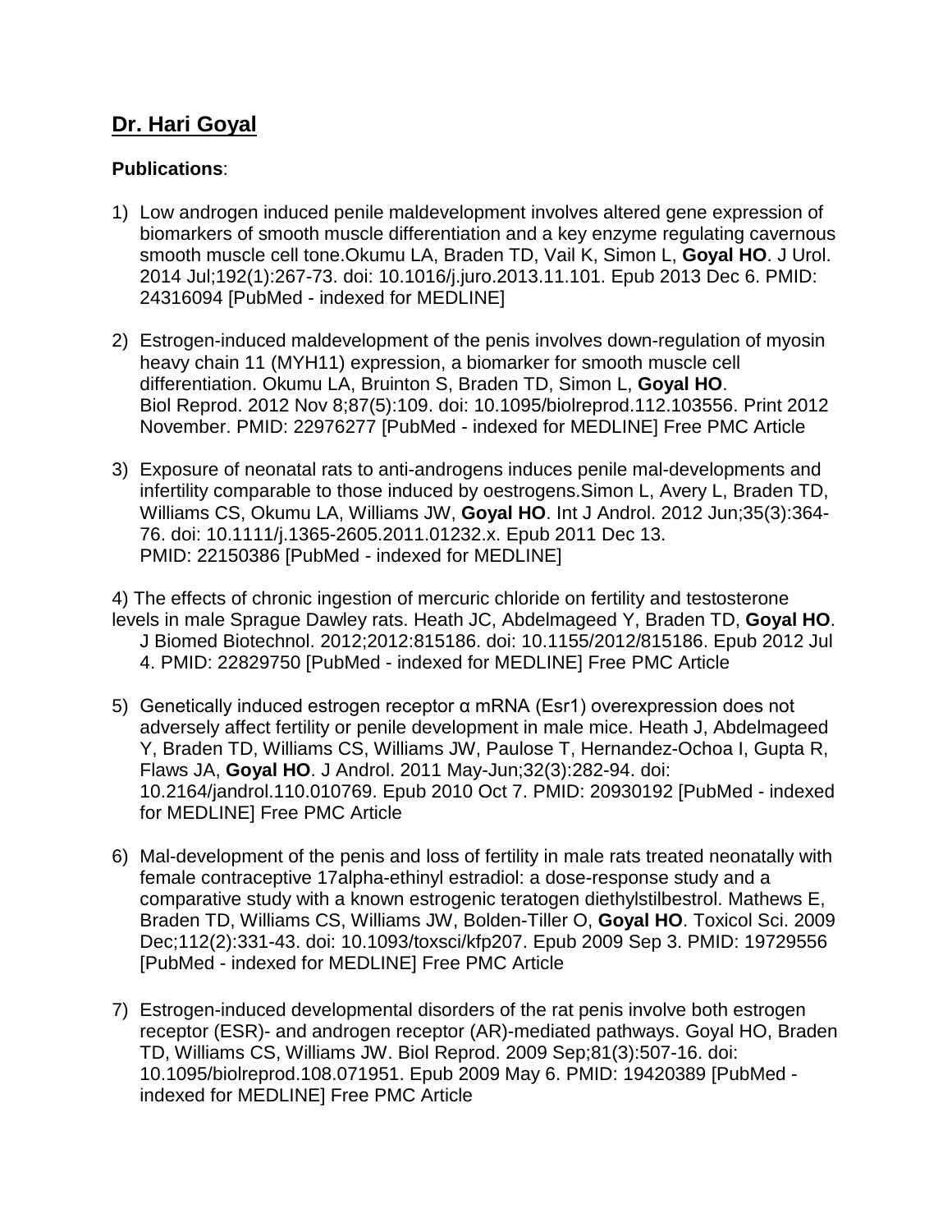## Dr. Hari Goyal

**Publications**:

1) Low androgen induced penile maldevelopment involves altered gene expression of biomarkers of smooth muscle differentiation and a key enzyme regulating cavernous smooth muscle cell tone.Okumu LA, Braden TD, Vail K, Simon L, **Goyal HO**. J Urol. 2014 Jul;192(1):267-73. doi: 10.1016/j.juro.2013.11.101. Epub 2013 Dec 6. PMID: 24316094 [PubMed - indexed for MEDLINE]

2) Estrogen-induced maldevelopment of the penis involves down-regulation of myosin heavy chain 11 (MYH11) expression, a biomarker for smooth muscle cell differentiation. Okumu LA, Bruinton S, Braden TD, Simon L, **Goyal HO**. Biol Reprod. 2012 Nov 8;87(5):109. doi: 10.1095/biolreprod.112.103556. Print 2012 November. PMID: 22976277 [PubMed - indexed for MEDLINE] Free PMC Article

3) Exposure of neonatal rats to anti-androgens induces penile mal-developments and infertility comparable to those induced by oestrogens.Simon L, Avery L, Braden TD, Williams CS, Okumu LA, Williams JW, **Goyal HO**. Int J Androl. 2012 Jun;35(3):364-76. doi: 10.1111/j.1365-2605.2011.01232.x. Epub 2011 Dec 13. PMID: 22150386 [PubMed - indexed for MEDLINE]

4) The effects of chronic ingestion of mercuric chloride on fertility and testosterone levels in male Sprague Dawley rats. Heath JC, Abdelmageed Y, Braden TD, **Goyal HO**. J Biomed Biotechnol. 2012;2012:815186. doi: 10.1155/2012/815186. Epub 2012 Jul 4. PMID: 22829750 [PubMed - indexed for MEDLINE] Free PMC Article

5) Genetically induced estrogen receptor α mRNA (Esr1) overexpression does not adversely affect fertility or penile development in male mice. Heath J, Abdelmageed Y, Braden TD, Williams CS, Williams JW, Paulose T, Hernandez-Ochoa I, Gupta R, Flaws JA, **Goyal HO**. J Androl. 2011 May-Jun;32(3):282-94. doi: 10.2164/jandrol.110.010769. Epub 2010 Oct 7. PMID: 20930192 [PubMed - indexed for MEDLINE] Free PMC Article

6) Mal-development of the penis and loss of fertility in male rats treated neonatally with female contraceptive 17alpha-ethinyl estradiol: a dose-response study and a comparative study with a known estrogenic teratogen diethylstilbestrol. Mathews E, Braden TD, Williams CS, Williams JW, Bolden-Tiller O, **Goyal HO**. Toxicol Sci. 2009 Dec;112(2):331-43. doi: 10.1093/toxsci/kfp207. Epub 2009 Sep 3. PMID: 19729556 [PubMed - indexed for MEDLINE] Free PMC Article

7) Estrogen-induced developmental disorders of the rat penis involve both estrogen receptor (ESR)- and androgen receptor (AR)-mediated pathways. Goyal HO, Braden TD, Williams CS, Williams JW. Biol Reprod. 2009 Sep;81(3):507-16. doi: 10.1095/biolreprod.108.071951. Epub 2009 May 6. PMID: 19420389 [PubMed - indexed for MEDLINE] Free PMC Article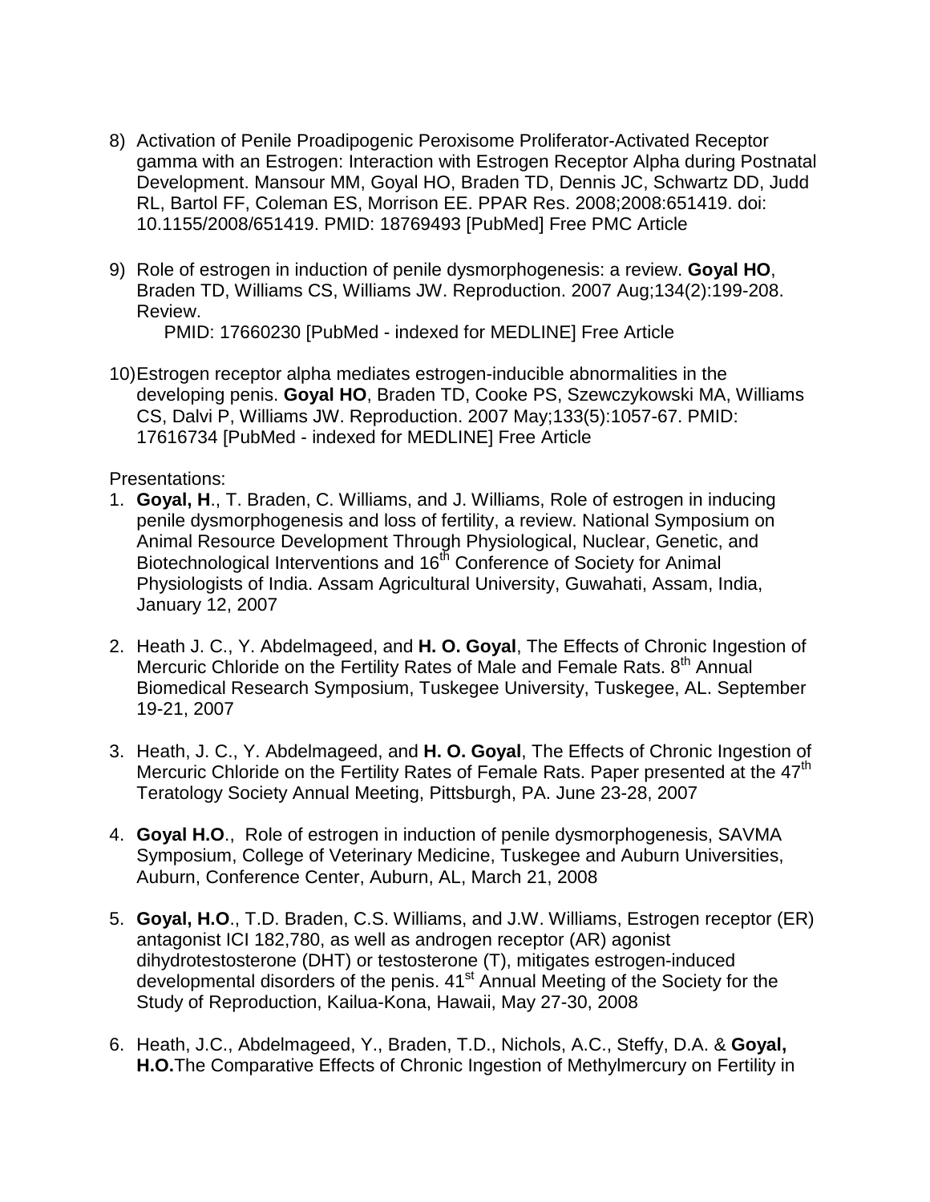8) Activation of Penile Proadipogenic Peroxisome Proliferator-Activated Receptor gamma with an Estrogen: Interaction with Estrogen Receptor Alpha during Postnatal Development. Mansour MM, Goyal HO, Braden TD, Dennis JC, Schwartz DD, Judd RL, Bartol FF, Coleman ES, Morrison EE. PPAR Res. 2008;2008:651419. doi: 10.1155/2008/651419. PMID: 18769493 [PubMed] Free PMC Article

9) Role of estrogen in induction of penile dysmorphogenesis: a review. **Goyal HO**, Braden TD, Williams CS, Williams JW. Reproduction. 2007 Aug;134(2):199-208. Review.
   PMID: 17660230 [PubMed - indexed for MEDLINE] Free Article

10) Estrogen receptor alpha mediates estrogen-inducible abnormalities in the developing penis. **Goyal HO**, Braden TD, Cooke PS, Szewczykowski MA, Williams CS, Dalvi P, Williams JW. Reproduction. 2007 May;133(5):1057-67. PMID: 17616734 [PubMed - indexed for MEDLINE] Free Article

Presentations:

1. **Goyal, H**., T. Braden, C. Williams, and J. Williams, Role of estrogen in inducing penile dysmorphogenesis and loss of fertility, a review. National Symposium on Animal Resource Development Through Physiological, Nuclear, Genetic, and Biotechnological Interventions and 16th Conference of Society for Animal Physiologists of India. Assam Agricultural University, Guwahati, Assam, India, January 12, 2007

2. Heath J. C., Y. Abdelmageed, and **H. O. Goyal**, The Effects of Chronic Ingestion of Mercuric Chloride on the Fertility Rates of Male and Female Rats. 8th Annual Biomedical Research Symposium, Tuskegee University, Tuskegee, AL. September 19-21, 2007

3. Heath, J. C., Y. Abdelmageed, and **H. O. Goyal**, The Effects of Chronic Ingestion of Mercuric Chloride on the Fertility Rates of Female Rats. Paper presented at the 47th Teratology Society Annual Meeting, Pittsburgh, PA. June 23-28, 2007

4. **Goyal H.O**., Role of estrogen in induction of penile dysmorphogenesis, SAVMA Symposium, College of Veterinary Medicine, Tuskegee and Auburn Universities, Auburn, Conference Center, Auburn, AL, March 21, 2008

5. **Goyal, H.O**., T.D. Braden, C.S. Williams, and J.W. Williams, Estrogen receptor (ER) antagonist ICI 182,780, as well as androgen receptor (AR) agonist dihydrotestosterone (DHT) or testosterone (T), mitigates estrogen-induced developmental disorders of the penis. 41st Annual Meeting of the Society for the Study of Reproduction, Kailua-Kona, Hawaii, May 27-30, 2008

6. Heath, J.C., Abdelmageed, Y., Braden, T.D., Nichols, A.C., Steffy, D.A. & **Goyal, H.O.** The Comparative Effects of Chronic Ingestion of Methylmercury on Fertility in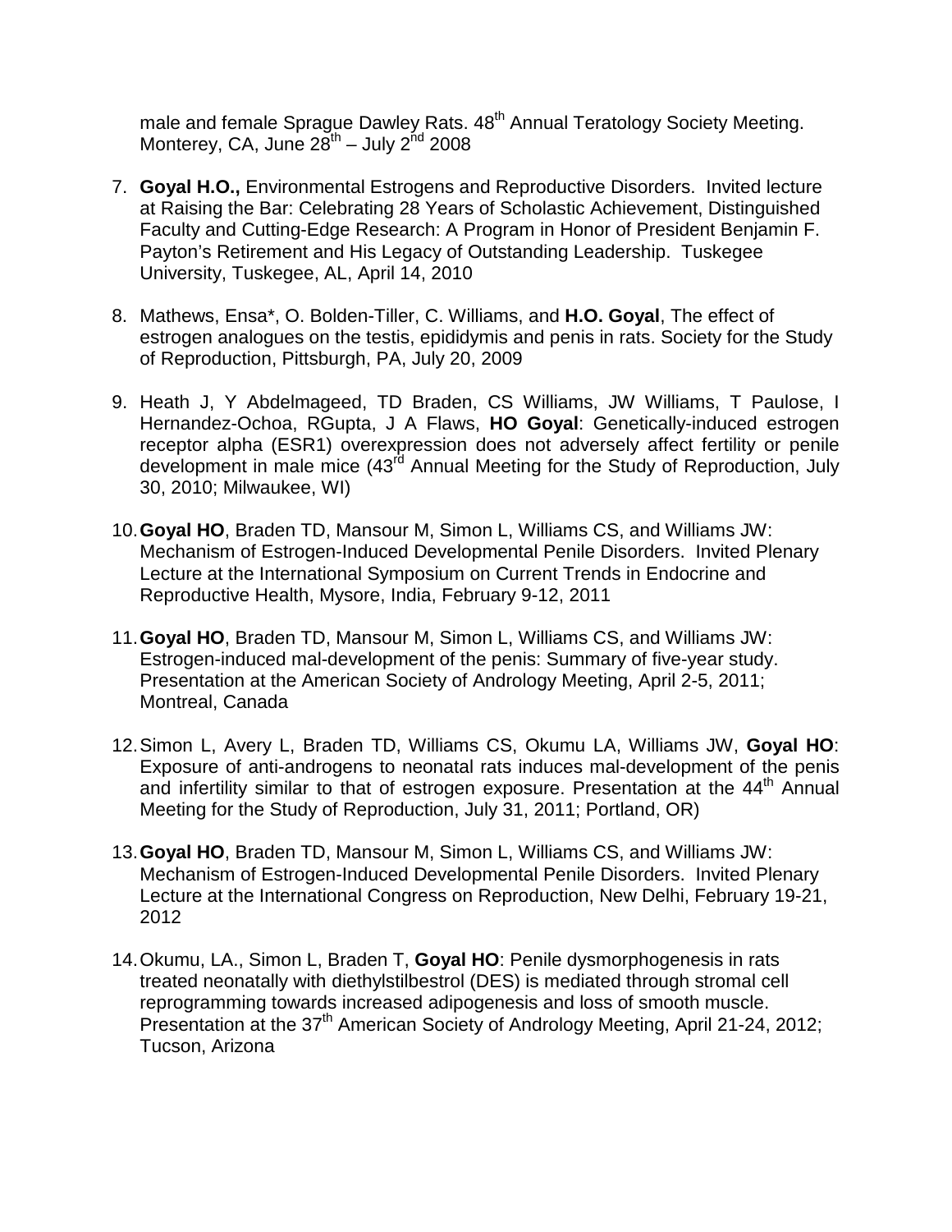male and female Sprague Dawley Rats. 48th Annual Teratology Society Meeting. Monterey, CA, June 28th – July 2nd 2008

7. **Goyal H.O.,** Environmental Estrogens and Reproductive Disorders. Invited lecture at Raising the Bar: Celebrating 28 Years of Scholastic Achievement, Distinguished Faculty and Cutting-Edge Research: A Program in Honor of President Benjamin F. Payton's Retirement and His Legacy of Outstanding Leadership. Tuskegee University, Tuskegee, AL, April 14, 2010

8. Mathews, Ensa*, O. Bolden-Tiller, C. Williams, and **H.O. Goyal**, The effect of estrogen analogues on the testis, epididymis and penis in rats. Society for the Study of Reproduction, Pittsburgh, PA, July 20, 2009

9. Heath J, Y Abdelmageed, TD Braden, CS Williams, JW Williams, T Paulose, I Hernandez-Ochoa, RGupta, J A Flaws, **HO Goyal**: Genetically-induced estrogen receptor alpha (ESR1) overexpression does not adversely affect fertility or penile development in male mice (43rd Annual Meeting for the Study of Reproduction, July 30, 2010; Milwaukee, WI)

10. **Goyal HO**, Braden TD, Mansour M, Simon L, Williams CS, and Williams JW: Mechanism of Estrogen-Induced Developmental Penile Disorders. Invited Plenary Lecture at the International Symposium on Current Trends in Endocrine and Reproductive Health, Mysore, India, February 9-12, 2011

11. **Goyal HO**, Braden TD, Mansour M, Simon L, Williams CS, and Williams JW: Estrogen-induced mal-development of the penis: Summary of five-year study. Presentation at the American Society of Andrology Meeting, April 2-5, 2011; Montreal, Canada

12. Simon L, Avery L, Braden TD, Williams CS, Okumu LA, Williams JW, **Goyal HO**: Exposure of anti-androgens to neonatal rats induces mal-development of the penis and infertility similar to that of estrogen exposure. Presentation at the 44th Annual Meeting for the Study of Reproduction, July 31, 2011; Portland, OR)

13. **Goyal HO**, Braden TD, Mansour M, Simon L, Williams CS, and Williams JW: Mechanism of Estrogen-Induced Developmental Penile Disorders. Invited Plenary Lecture at the International Congress on Reproduction, New Delhi, February 19-21, 2012

14. Okumu, LA., Simon L, Braden T, **Goyal HO**: Penile dysmorphogenesis in rats treated neonatally with diethylstilbestrol (DES) is mediated through stromal cell reprogramming towards increased adipogenesis and loss of smooth muscle. Presentation at the 37th American Society of Andrology Meeting, April 21-24, 2012; Tucson, Arizona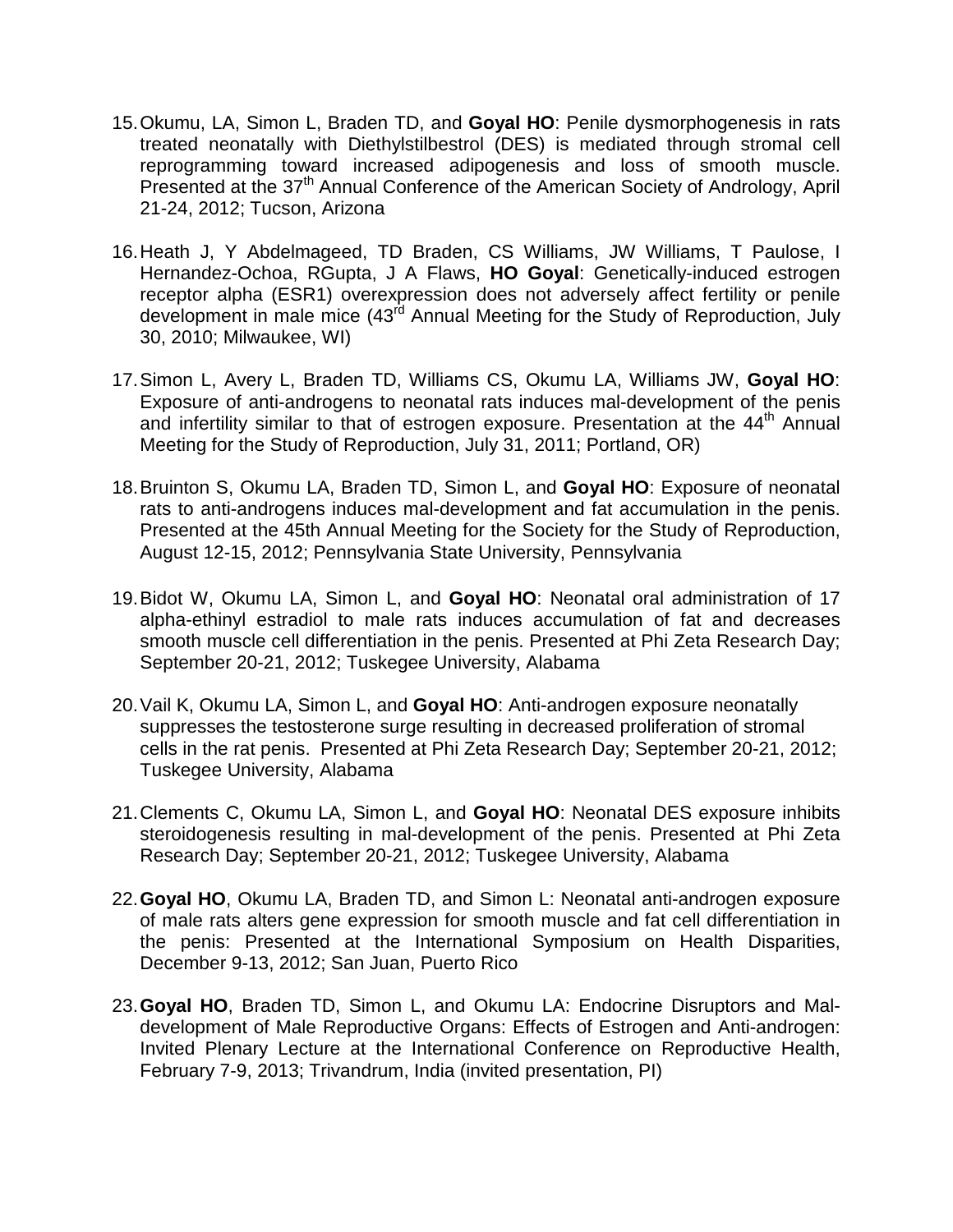15. Okumu, LA, Simon L, Braden TD, and **Goyal HO**: Penile dysmorphogenesis in rats treated neonatally with Diethylstilbestrol (DES) is mediated through stromal cell reprogramming toward increased adipogenesis and loss of smooth muscle. Presented at the 37th Annual Conference of the American Society of Andrology, April 21-24, 2012; Tucson, Arizona

16. Heath J, Y Abdelmageed, TD Braden, CS Williams, JW Williams, T Paulose, I Hernandez-Ochoa, RGupta, J A Flaws, **HO Goyal**: Genetically-induced estrogen receptor alpha (ESR1) overexpression does not adversely affect fertility or penile development in male mice (43rd Annual Meeting for the Study of Reproduction, July 30, 2010; Milwaukee, WI)

17. Simon L, Avery L, Braden TD, Williams CS, Okumu LA, Williams JW, **Goyal HO**: Exposure of anti-androgens to neonatal rats induces mal-development of the penis and infertility similar to that of estrogen exposure. Presentation at the 44th Annual Meeting for the Study of Reproduction, July 31, 2011; Portland, OR)

18. Bruinton S, Okumu LA, Braden TD, Simon L, and **Goyal HO**: Exposure of neonatal rats to anti-androgens induces mal-development and fat accumulation in the penis. Presented at the 45th Annual Meeting for the Society for the Study of Reproduction, August 12-15, 2012; Pennsylvania State University, Pennsylvania

19. Bidot W, Okumu LA, Simon L, and **Goyal HO**: Neonatal oral administration of 17 alpha-ethinyl estradiol to male rats induces accumulation of fat and decreases smooth muscle cell differentiation in the penis. Presented at Phi Zeta Research Day; September 20-21, 2012; Tuskegee University, Alabama

20. Vail K, Okumu LA, Simon L, and **Goyal HO**: Anti-androgen exposure neonatally suppresses the testosterone surge resulting in decreased proliferation of stromal cells in the rat penis. Presented at Phi Zeta Research Day; September 20-21, 2012; Tuskegee University, Alabama

21. Clements C, Okumu LA, Simon L, and **Goyal HO**: Neonatal DES exposure inhibits steroidogenesis resulting in mal-development of the penis. Presented at Phi Zeta Research Day; September 20-21, 2012; Tuskegee University, Alabama

22. **Goyal HO**, Okumu LA, Braden TD, and Simon L: Neonatal anti-androgen exposure of male rats alters gene expression for smooth muscle and fat cell differentiation in the penis: Presented at the International Symposium on Health Disparities, December 9-13, 2012; San Juan, Puerto Rico

23. **Goyal HO**, Braden TD, Simon L, and Okumu LA: Endocrine Disruptors and Mal-development of Male Reproductive Organs: Effects of Estrogen and Anti-androgen: Invited Plenary Lecture at the International Conference on Reproductive Health, February 7-9, 2013; Trivandrum, India (invited presentation, PI)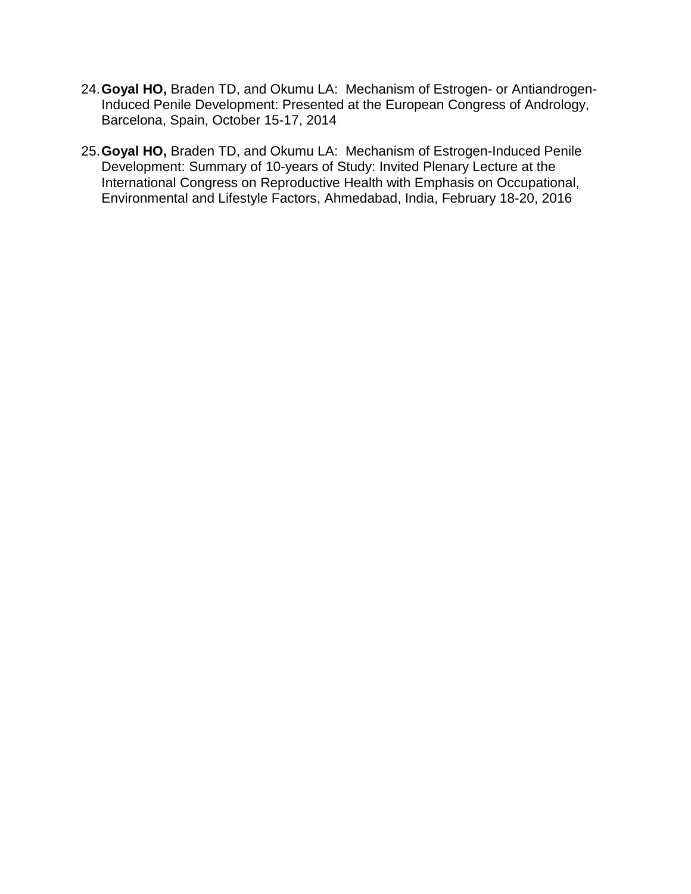24. **Goyal HO,** Braden TD, and Okumu LA: Mechanism of Estrogen- or Antiandrogen-Induced Penile Development: Presented at the European Congress of Andrology, Barcelona, Spain, October 15-17, 2014

25. **Goyal HO,** Braden TD, and Okumu LA: Mechanism of Estrogen-Induced Penile Development: Summary of 10-years of Study: Invited Plenary Lecture at the International Congress on Reproductive Health with Emphasis on Occupational, Environmental and Lifestyle Factors, Ahmedabad, India, February 18-20, 2016